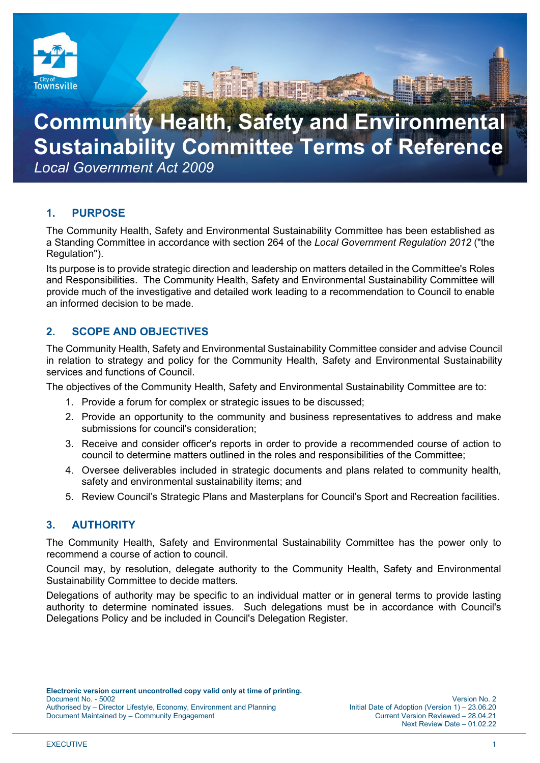# Community Health, Safety and Environmental Sustainability Committee Terms of Reference

*Local Government Act 2009*

## 1. PURPOSE

The Community Health, Safety and Environmental Sustainability Committee has been established as a Standing Committee in accordance with section 264 of the *Local Government Regulation 2012* ("the Regulation").

Its purpose is to provide strategic direction and leadership on matters detailed in the Committee's Roles and Responsibilities. The Community Health, Safety and Environmental Sustainability Committee will provide much of the investigative and detailed work leading to a recommendation to Council to enable an informed decision to be made.

## 2. SCOPE AND OBJECTIVES

The Community Health, Safety and Environmental Sustainability Committee consider and advise Council in relation to strategy and policy for the Community Health, Safety and Environmental Sustainability services and functions of Council.

The objectives of the Community Health, Safety and Environmental Sustainability Committee are to:

1. Provide a forum for complex or strategic issues to be discussed;
2. Provide an opportunity to the community and business representatives to address and make submissions for council's consideration;
3. Receive and consider officer's reports in order to provide a recommended course of action to council to determine matters outlined in the roles and responsibilities of the Committee;
4. Oversee deliverables included in strategic documents and plans related to community health, safety and environmental sustainability items; and
5. Review Council's Strategic Plans and Masterplans for Council's Sport and Recreation facilities.

## 3. AUTHORITY

The Community Health, Safety and Environmental Sustainability Committee has the power only to recommend a course of action to council.

Council may, by resolution, delegate authority to the Community Health, Safety and Environmental Sustainability Committee to decide matters.

Delegations of authority may be specific to an individual matter or in general terms to provide lasting authority to determine nominated issues. Such delegations must be in accordance with Council's Delegations Policy and be included in Council's Delegation Register.

**Electronic version current uncontrolled copy valid only at time of printing.**
Document No. - 5002
Authorised by – Director Lifestyle, Economy, Environment and Planning
Document Maintained by – Community Engagement

Version No. 2
Initial Date of Adoption (Version 1) – 23.06.20
Current Version Reviewed – 28.04.21
Next Review Date – 01.02.22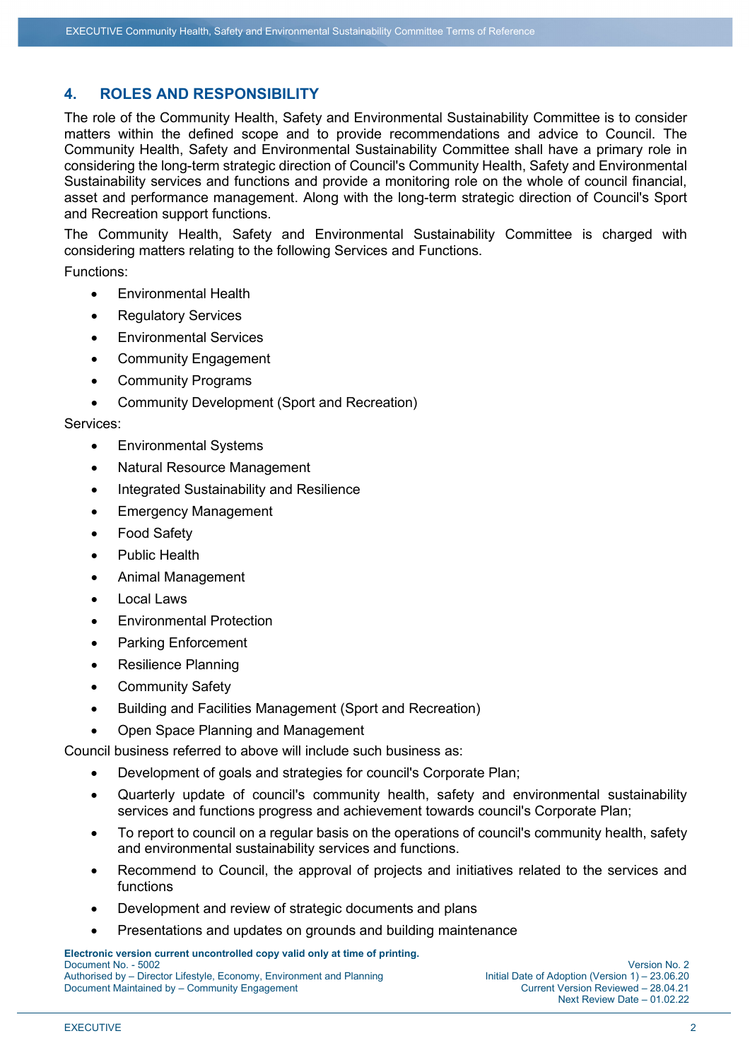## 4. ROLES AND RESPONSIBILITY

The role of the Community Health, Safety and Environmental Sustainability Committee is to consider matters within the defined scope and to provide recommendations and advice to Council. The Community Health, Safety and Environmental Sustainability Committee shall have a primary role in considering the long-term strategic direction of Council's Community Health, Safety and Environmental Sustainability services and functions and provide a monitoring role on the whole of council financial, asset and performance management. Along with the long-term strategic direction of Council's Sport and Recreation support functions.

The Community Health, Safety and Environmental Sustainability Committee is charged with considering matters relating to the following Services and Functions.

Functions:

- Environmental Health
- Regulatory Services
- Environmental Services
- Community Engagement
- Community Programs
- Community Development (Sport and Recreation)

Services:

- Environmental Systems
- Natural Resource Management
- Integrated Sustainability and Resilience
- Emergency Management
- Food Safety
- Public Health
- Animal Management
- Local Laws
- Environmental Protection
- Parking Enforcement
- Resilience Planning
- Community Safety
- Building and Facilities Management (Sport and Recreation)
- Open Space Planning and Management

Council business referred to above will include such business as:

- Development of goals and strategies for council's Corporate Plan;
- Quarterly update of council's community health, safety and environmental sustainability services and functions progress and achievement towards council's Corporate Plan;
- To report to council on a regular basis on the operations of council's community health, safety and environmental sustainability services and functions.
- Recommend to Council, the approval of projects and initiatives related to the services and functions
- Development and review of strategic documents and plans
- Presentations and updates on grounds and building maintenance

**Electronic version current uncontrolled copy valid only at time of printing.**
Document No. - 5002
Authorised by – Director Lifestyle, Economy, Environment and Planning
Document Maintained by – Community Engagement

Version No. 2
Initial Date of Adoption (Version 1) – 23.06.20
Current Version Reviewed – 28.04.21
Next Review Date – 01.02.22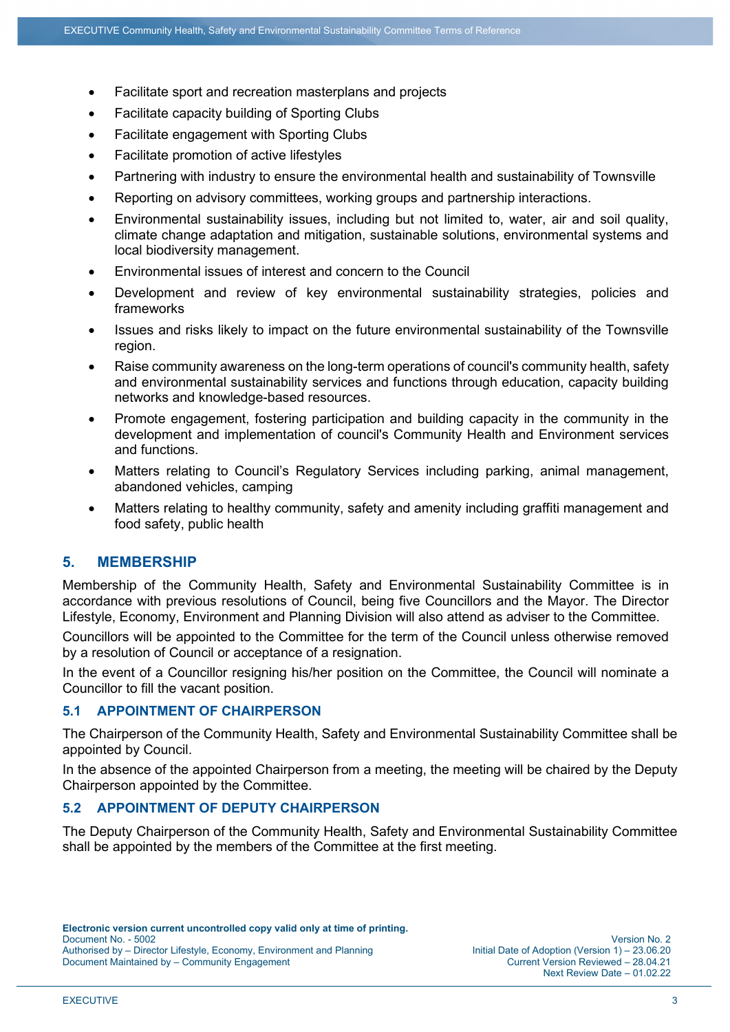- Facilitate sport and recreation masterplans and projects
- Facilitate capacity building of Sporting Clubs
- Facilitate engagement with Sporting Clubs
- Facilitate promotion of active lifestyles
- Partnering with industry to ensure the environmental health and sustainability of Townsville
- Reporting on advisory committees, working groups and partnership interactions.
- Environmental sustainability issues, including but not limited to, water, air and soil quality, climate change adaptation and mitigation, sustainable solutions, environmental systems and local biodiversity management.
- Environmental issues of interest and concern to the Council
- Development and review of key environmental sustainability strategies, policies and frameworks
- Issues and risks likely to impact on the future environmental sustainability of the Townsville region.
- Raise community awareness on the long-term operations of council's community health, safety and environmental sustainability services and functions through education, capacity building networks and knowledge-based resources.
- Promote engagement, fostering participation and building capacity in the community in the development and implementation of council's Community Health and Environment services and functions.
- Matters relating to Council's Regulatory Services including parking, animal management, abandoned vehicles, camping
- Matters relating to healthy community, safety and amenity including graffiti management and food safety, public health

## 5. MEMBERSHIP

Membership of the Community Health, Safety and Environmental Sustainability Committee is in accordance with previous resolutions of Council, being five Councillors and the Mayor. The Director Lifestyle, Economy, Environment and Planning Division will also attend as adviser to the Committee.

Councillors will be appointed to the Committee for the term of the Council unless otherwise removed by a resolution of Council or acceptance of a resignation.

In the event of a Councillor resigning his/her position on the Committee, the Council will nominate a Councillor to fill the vacant position.

### 5.1 APPOINTMENT OF CHAIRPERSON

The Chairperson of the Community Health, Safety and Environmental Sustainability Committee shall be appointed by Council.

In the absence of the appointed Chairperson from a meeting, the meeting will be chaired by the Deputy Chairperson appointed by the Committee.

### 5.2 APPOINTMENT OF DEPUTY CHAIRPERSON

The Deputy Chairperson of the Community Health, Safety and Environmental Sustainability Committee shall be appointed by the members of the Committee at the first meeting.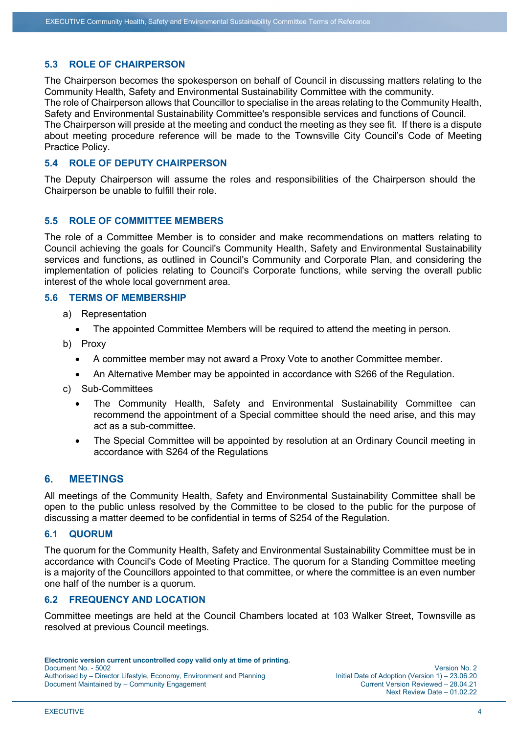## 5.3 ROLE OF CHAIRPERSON

The Chairperson becomes the spokesperson on behalf of Council in discussing matters relating to the Community Health, Safety and Environmental Sustainability Committee with the community.
The role of Chairperson allows that Councillor to specialise in the areas relating to the Community Health, Safety and Environmental Sustainability Committee's responsible services and functions of Council.
The Chairperson will preside at the meeting and conduct the meeting as they see fit. If there is a dispute about meeting procedure reference will be made to the Townsville City Council's Code of Meeting Practice Policy.

## 5.4 ROLE OF DEPUTY CHAIRPERSON

The Deputy Chairperson will assume the roles and responsibilities of the Chairperson should the Chairperson be unable to fulfill their role.

## 5.5 ROLE OF COMMITTEE MEMBERS

The role of a Committee Member is to consider and make recommendations on matters relating to Council achieving the goals for Council's Community Health, Safety and Environmental Sustainability services and functions, as outlined in Council's Community and Corporate Plan, and considering the implementation of policies relating to Council's Corporate functions, while serving the overall public interest of the whole local government area.

## 5.6 TERMS OF MEMBERSHIP

a) Representation
   - The appointed Committee Members will be required to attend the meeting in person.

b) Proxy
   - A committee member may not award a Proxy Vote to another Committee member.
   - An Alternative Member may be appointed in accordance with S266 of the Regulation.

c) Sub-Committees
   - The Community Health, Safety and Environmental Sustainability Committee can recommend the appointment of a Special committee should the need arise, and this may act as a sub-committee.
   - The Special Committee will be appointed by resolution at an Ordinary Council meeting in accordance with S264 of the Regulations

# 6. MEETINGS

All meetings of the Community Health, Safety and Environmental Sustainability Committee shall be open to the public unless resolved by the Committee to be closed to the public for the purpose of discussing a matter deemed to be confidential in terms of S254 of the Regulation.

## 6.1 QUORUM

The quorum for the Community Health, Safety and Environmental Sustainability Committee must be in accordance with Council's Code of Meeting Practice. The quorum for a Standing Committee meeting is a majority of the Councillors appointed to that committee, or where the committee is an even number one half of the number is a quorum.

## 6.2 FREQUENCY AND LOCATION

Committee meetings are held at the Council Chambers located at 103 Walker Street, Townsville as resolved at previous Council meetings.

**Electronic version current uncontrolled copy valid only at time of printing.**
Document No. - 5002
Authorised by – Director Lifestyle, Economy, Environment and Planning
Document Maintained by – Community Engagement

Version No. 2
Initial Date of Adoption (Version 1) – 23.06.20
Current Version Reviewed – 28.04.21
Next Review Date – 01.02.22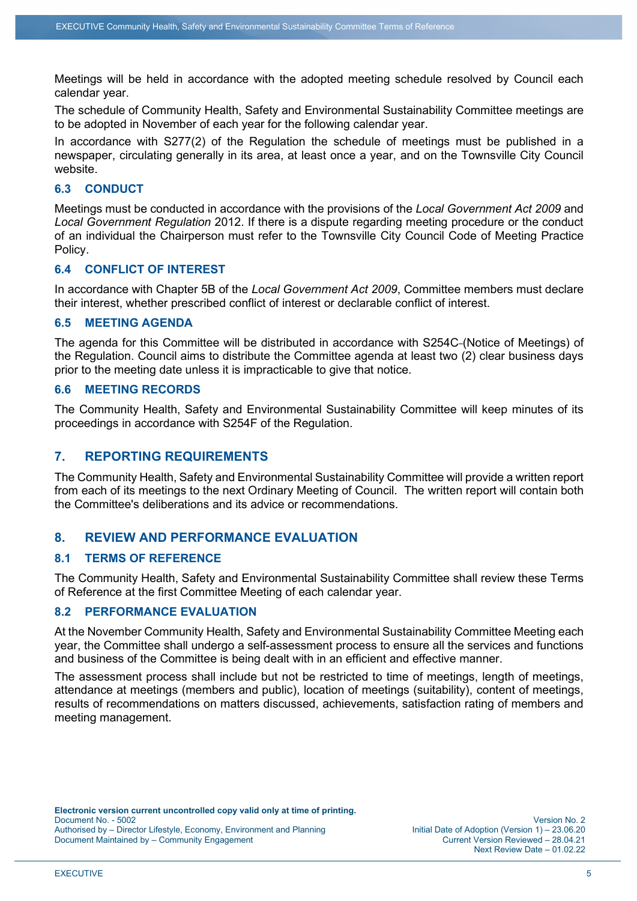Meetings will be held in accordance with the adopted meeting schedule resolved by Council each calendar year.

The schedule of Community Health, Safety and Environmental Sustainability Committee meetings are to be adopted in November of each year for the following calendar year.

In accordance with S277(2) of the Regulation the schedule of meetings must be published in a newspaper, circulating generally in its area, at least once a year, and on the Townsville City Council website.

### 6.3 CONDUCT

Meetings must be conducted in accordance with the provisions of the *Local Government Act 2009* and *Local Government Regulation* 2012. If there is a dispute regarding meeting procedure or the conduct of an individual the Chairperson must refer to the Townsville City Council Code of Meeting Practice Policy.

### 6.4 CONFLICT OF INTEREST

In accordance with Chapter 5B of the *Local Government Act 2009*, Committee members must declare their interest, whether prescribed conflict of interest or declarable conflict of interest.

### 6.5 MEETING AGENDA

The agenda for this Committee will be distributed in accordance with S254C-(Notice of Meetings) of the Regulation. Council aims to distribute the Committee agenda at least two (2) clear business days prior to the meeting date unless it is impracticable to give that notice.

### 6.6 MEETING RECORDS

The Community Health, Safety and Environmental Sustainability Committee will keep minutes of its proceedings in accordance with S254F of the Regulation.

## 7. REPORTING REQUIREMENTS

The Community Health, Safety and Environmental Sustainability Committee will provide a written report from each of its meetings to the next Ordinary Meeting of Council. The written report will contain both the Committee's deliberations and its advice or recommendations.

## 8. REVIEW AND PERFORMANCE EVALUATION

### 8.1 TERMS OF REFERENCE

The Community Health, Safety and Environmental Sustainability Committee shall review these Terms of Reference at the first Committee Meeting of each calendar year.

### 8.2 PERFORMANCE EVALUATION

At the November Community Health, Safety and Environmental Sustainability Committee Meeting each year, the Committee shall undergo a self-assessment process to ensure all the services and functions and business of the Committee is being dealt with in an efficient and effective manner.

The assessment process shall include but not be restricted to time of meetings, length of meetings, attendance at meetings (members and public), location of meetings (suitability), content of meetings, results of recommendations on matters discussed, achievements, satisfaction rating of members and meeting management.

**Electronic version current uncontrolled copy valid only at time of printing.**
Document No. - 5002
Authorised by – Director Lifestyle, Economy, Environment and Planning
Document Maintained by – Community Engagement

Version No. 2
Initial Date of Adoption (Version 1) – 23.06.20
Current Version Reviewed – 28.04.21
Next Review Date – 01.02.22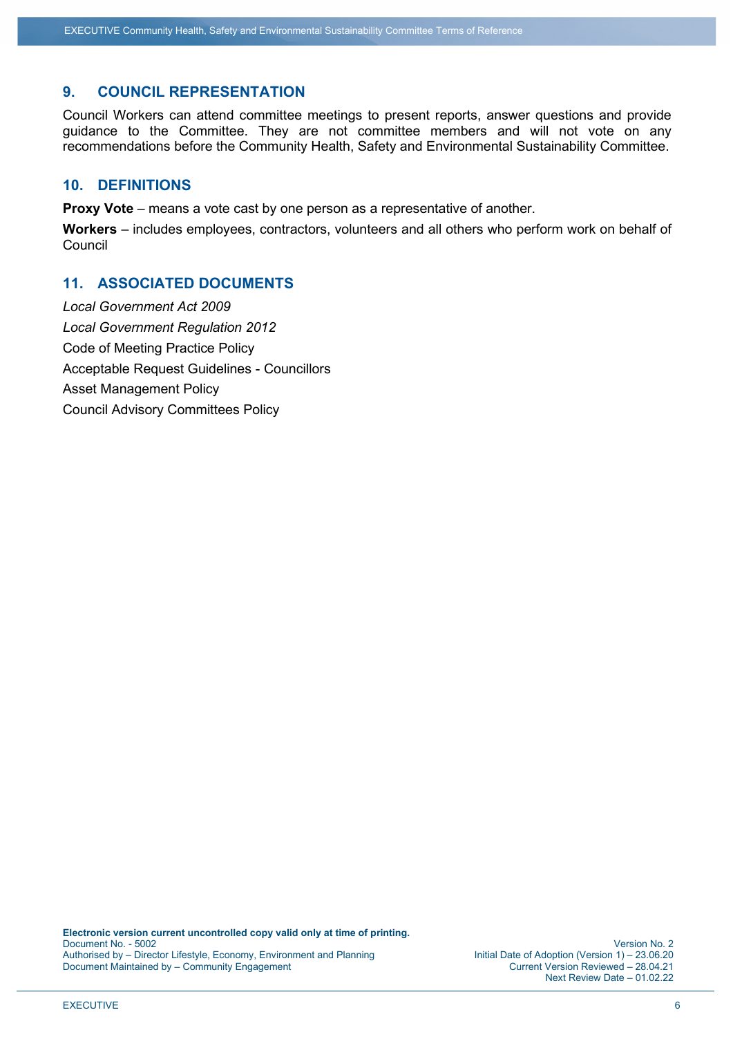## 9. COUNCIL REPRESENTATION

Council Workers can attend committee meetings to present reports, answer questions and provide guidance to the Committee. They are not committee members and will not vote on any recommendations before the Community Health, Safety and Environmental Sustainability Committee.

## 10. DEFINITIONS

**Proxy Vote** – means a vote cast by one person as a representative of another.

**Workers** – includes employees, contractors, volunteers and all others who perform work on behalf of Council

## 11. ASSOCIATED DOCUMENTS

*Local Government Act 2009*

*Local Government Regulation 2012*

Code of Meeting Practice Policy

Acceptable Request Guidelines - Councillors

Asset Management Policy

Council Advisory Committees Policy

**Electronic version current uncontrolled copy valid only at time of printing.**
Document No. - 5002
Authorised by – Director Lifestyle, Economy, Environment and Planning
Document Maintained by – Community Engagement

Version No. 2
Initial Date of Adoption (Version 1) – 23.06.20
Current Version Reviewed – 28.04.21
Next Review Date – 01.02.22